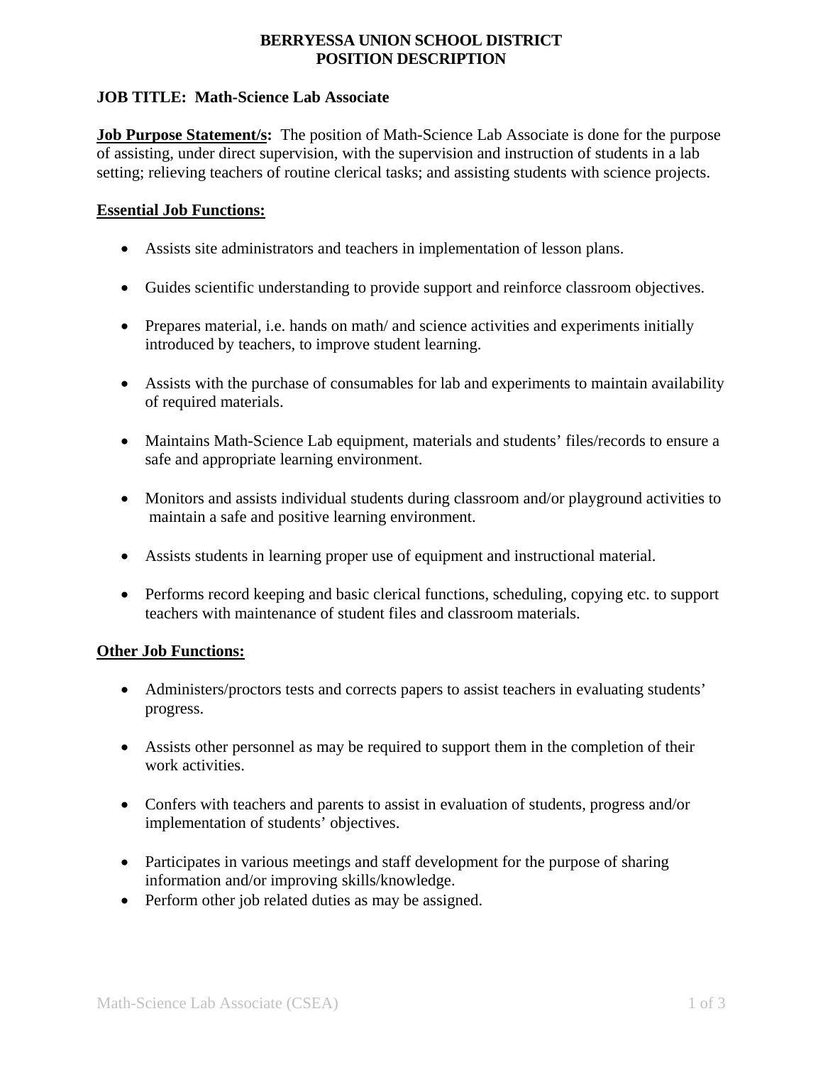**BERRYESSA UNION SCHOOL DISTRICT**
**POSITION DESCRIPTION**

**JOB TITLE: Math-Science Lab Associate**

**Job Purpose Statement/s:** The position of Math-Science Lab Associate is done for the purpose of assisting, under direct supervision, with the supervision and instruction of students in a lab setting; relieving teachers of routine clerical tasks; and assisting students with science projects.

**Essential Job Functions:**

- Assists site administrators and teachers in implementation of lesson plans.
- Guides scientific understanding to provide support and reinforce classroom objectives.
- Prepares material, i.e. hands on math/ and science activities and experiments initially introduced by teachers, to improve student learning.
- Assists with the purchase of consumables for lab and experiments to maintain availability of required materials.
- Maintains Math-Science Lab equipment, materials and students' files/records to ensure a safe and appropriate learning environment.
- Monitors and assists individual students during classroom and/or playground activities to maintain a safe and positive learning environment.
- Assists students in learning proper use of equipment and instructional material.
- Performs record keeping and basic clerical functions, scheduling, copying etc. to support teachers with maintenance of student files and classroom materials.

**Other Job Functions:**

- Administers/proctors tests and corrects papers to assist teachers in evaluating students' progress.
- Assists other personnel as may be required to support them in the completion of their work activities.
- Confers with teachers and parents to assist in evaluation of students, progress and/or implementation of students' objectives.
- Participates in various meetings and staff development for the purpose of sharing information and/or improving skills/knowledge.
- Perform other job related duties as may be assigned.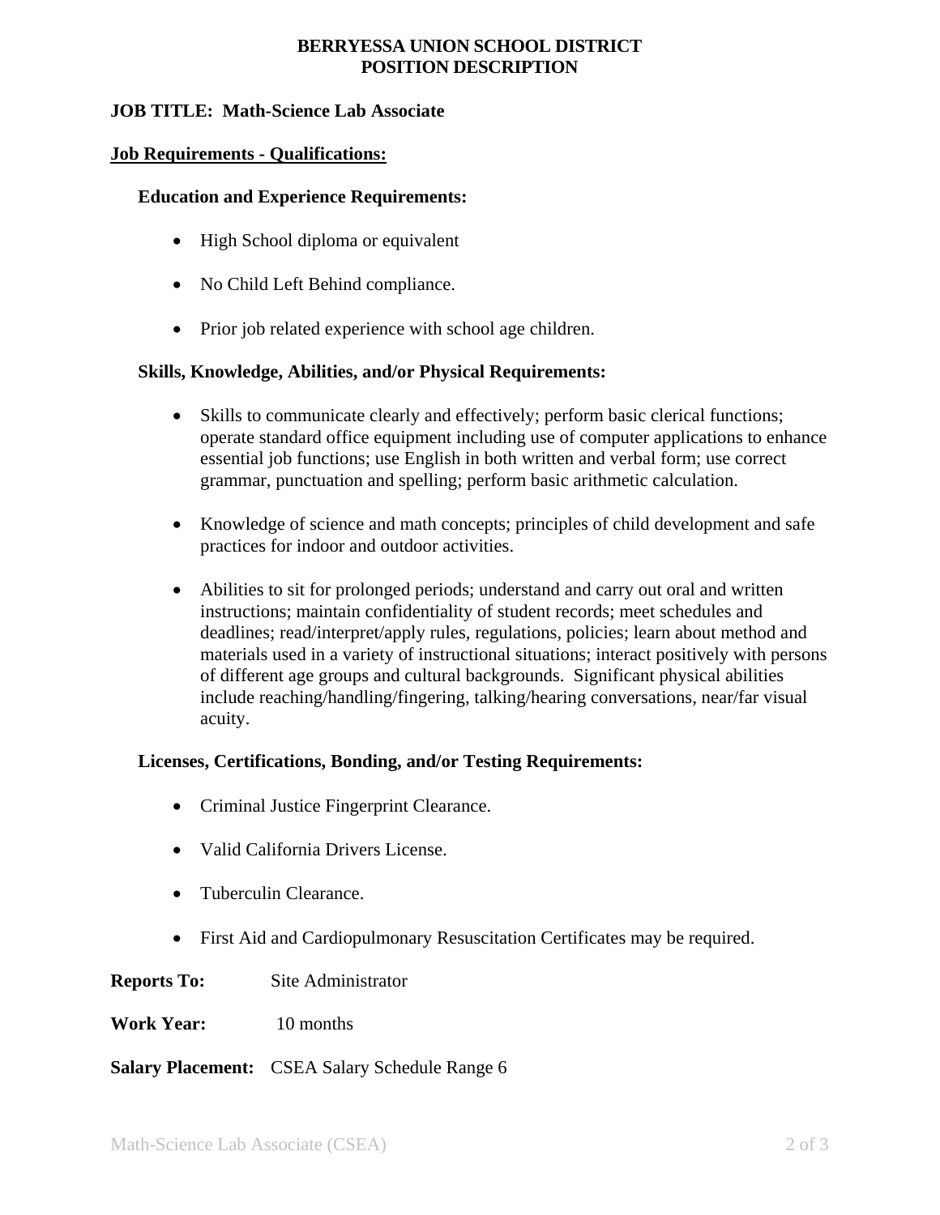**BERRYESSA UNION SCHOOL DISTRICT**
**POSITION DESCRIPTION**

**JOB TITLE: Math-Science Lab Associate**

## Job Requirements - Qualifications:

### Education and Experience Requirements:

- High School diploma or equivalent
- No Child Left Behind compliance.
- Prior job related experience with school age children.

### Skills, Knowledge, Abilities, and/or Physical Requirements:

- Skills to communicate clearly and effectively; perform basic clerical functions; operate standard office equipment including use of computer applications to enhance essential job functions; use English in both written and verbal form; use correct grammar, punctuation and spelling; perform basic arithmetic calculation.
- Knowledge of science and math concepts; principles of child development and safe practices for indoor and outdoor activities.
- Abilities to sit for prolonged periods; understand and carry out oral and written instructions; maintain confidentiality of student records; meet schedules and deadlines; read/interpret/apply rules, regulations, policies; learn about method and materials used in a variety of instructional situations; interact positively with persons of different age groups and cultural backgrounds. Significant physical abilities include reaching/handling/fingering, talking/hearing conversations, near/far visual acuity.

### Licenses, Certifications, Bonding, and/or Testing Requirements:

- Criminal Justice Fingerprint Clearance.
- Valid California Drivers License.
- Tuberculin Clearance.
- First Aid and Cardiopulmonary Resuscitation Certificates may be required.

**Reports To:** Site Administrator

**Work Year:** 10 months

**Salary Placement:** CSEA Salary Schedule Range 6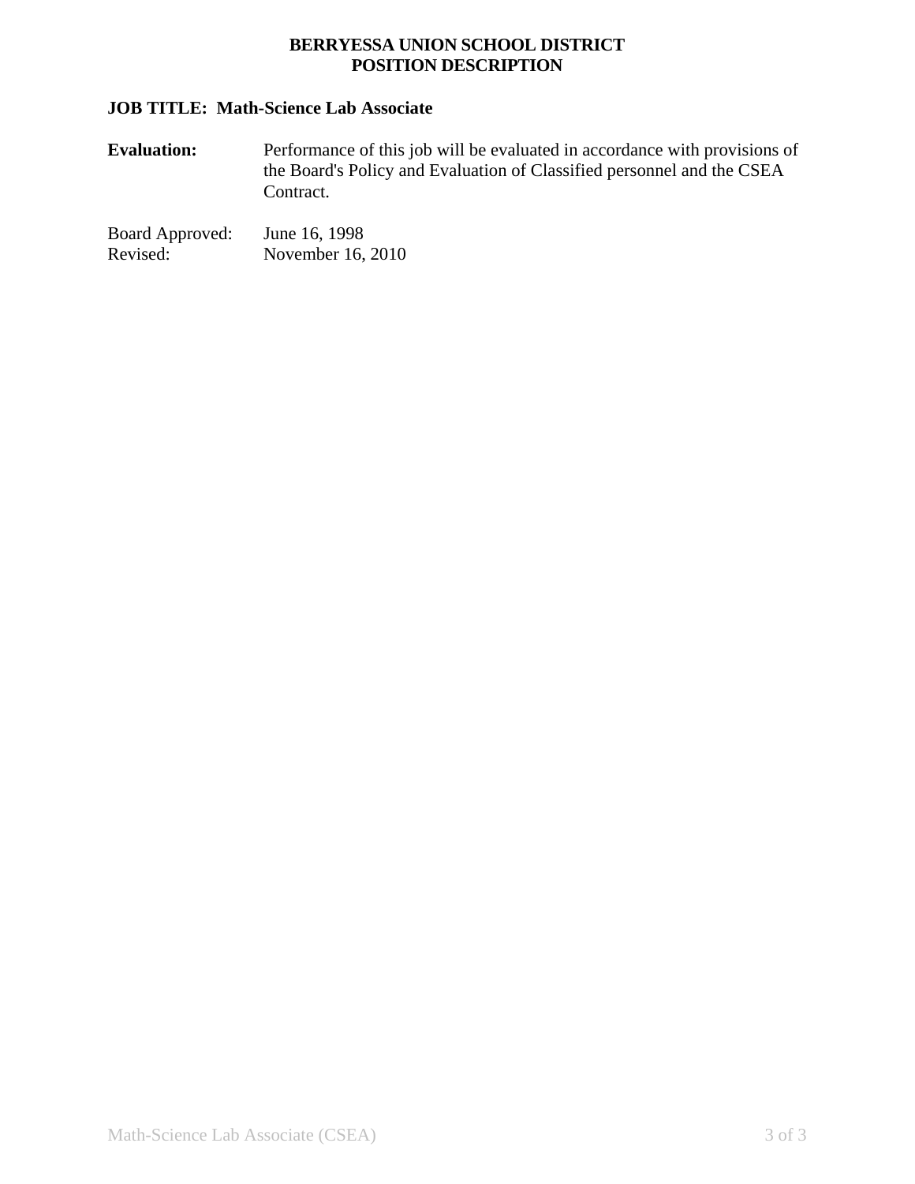**BERRYESSA UNION SCHOOL DISTRICT**
**POSITION DESCRIPTION**

**JOB TITLE: Math-Science Lab Associate**

**Evaluation:** Performance of this job will be evaluated in accordance with provisions of the Board's Policy and Evaluation of Classified personnel and the CSEA Contract.

Board Approved: June 16, 1998
Revised: November 16, 2010